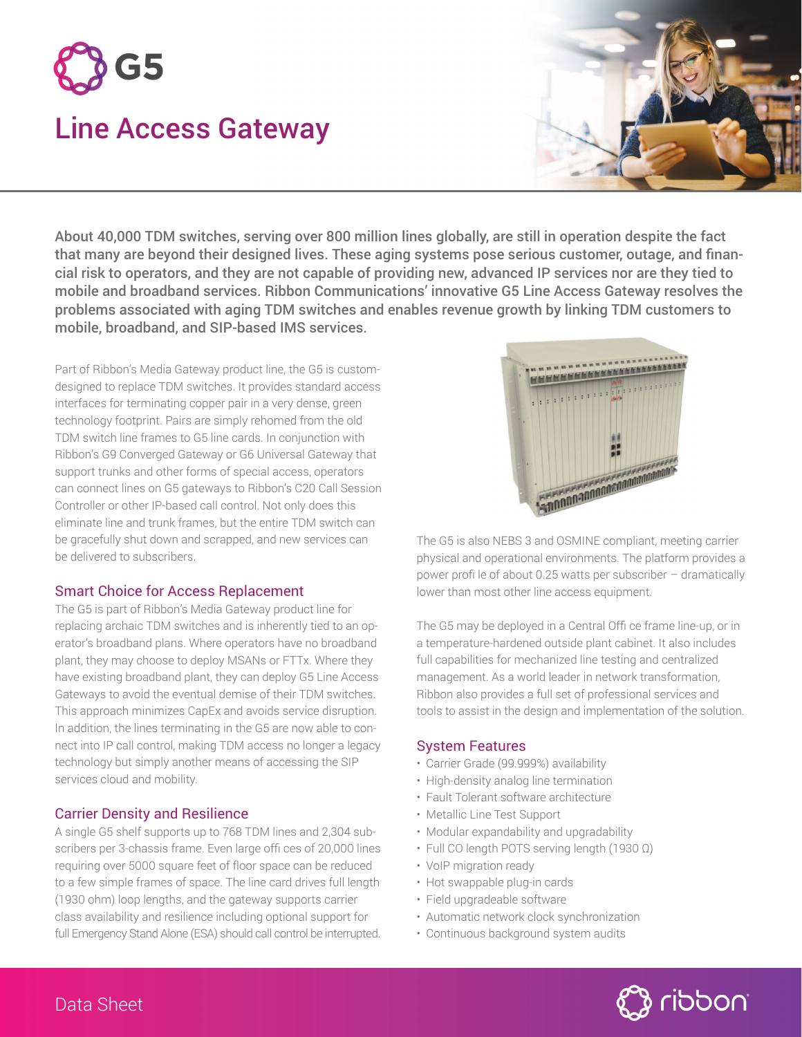# G5

# Line Access Gateway

**About 40,000 TDM switches, serving over 800 million lines globally, are still in operation despite the fact that many are beyond their designed lives. These aging systems pose serious customer, outage, and financial risk to operators, and they are not capable of providing new, advanced IP services nor are they tied to mobile and broadband services. Ribbon Communications' innovative G5 Line Access Gateway resolves the problems associated with aging TDM switches and enables revenue growth by linking TDM customers to mobile, broadband, and SIP-based IMS services.**

Part of Ribbon's Media Gateway product line, the G5 is custom-designed to replace TDM switches. It provides standard access interfaces for terminating copper pair in a very dense, green technology footprint. Pairs are simply rehomed from the old TDM switch line frames to G5 line cards. In conjunction with Ribbon's G9 Converged Gateway or G6 Universal Gateway that support trunks and other forms of special access, operators can connect lines on G5 gateways to Ribbon's C20 Call Session Controller or other IP-based call control. Not only does this eliminate line and trunk frames, but the entire TDM switch can be gracefully shut down and scrapped, and new services can be delivered to subscribers.

## Smart Choice for Access Replacement

The G5 is part of Ribbon's Media Gateway product line for replacing archaic TDM switches and is inherently tied to an operator's broadband plans. Where operators have no broadband plant, they may choose to deploy MSANs or FTTx. Where they have existing broadband plant, they can deploy G5 Line Access Gateways to avoid the eventual demise of their TDM switches. This approach minimizes CapEx and avoids service disruption. In addition, the lines terminating in the G5 are now able to connect into IP call control, making TDM access no longer a legacy technology but simply another means of accessing the SIP services cloud and mobility.

## Carrier Density and Resilience

A single G5 shelf supports up to 768 TDM lines and 2,304 subscribers per 3-chassis frame. Even large offices of 20,000 lines requiring over 5000 square feet of floor space can be reduced to a few simple frames of space. The line card drives full length (1930 ohm) loop lengths, and the gateway supports carrier class availability and resilience including optional support for full Emergency Stand Alone (ESA) should call control be interrupted.

The G5 is also NEBS 3 and OSMINE compliant, meeting carrier physical and operational environments. The platform provides a power profile of about 0.25 watts per subscriber – dramatically lower than most other line access equipment.

The G5 may be deployed in a Central Office frame line-up, or in a temperature-hardened outside plant cabinet. It also includes full capabilities for mechanized line testing and centralized management. As a world leader in network transformation, Ribbon also provides a full set of professional services and tools to assist in the design and implementation of the solution.

## System Features

- Carrier Grade (99.999%) availability
- High-density analog line termination
- Fault Tolerant software architecture
- Metallic Line Test Support
- Modular expandability and upgradability
- Full CO length POTS serving length (1930 Ω)
- VoIP migration ready
- Hot swappable plug-in cards
- Field upgradeable software
- Automatic network clock synchronization
- Continuous background system audits

Data Sheet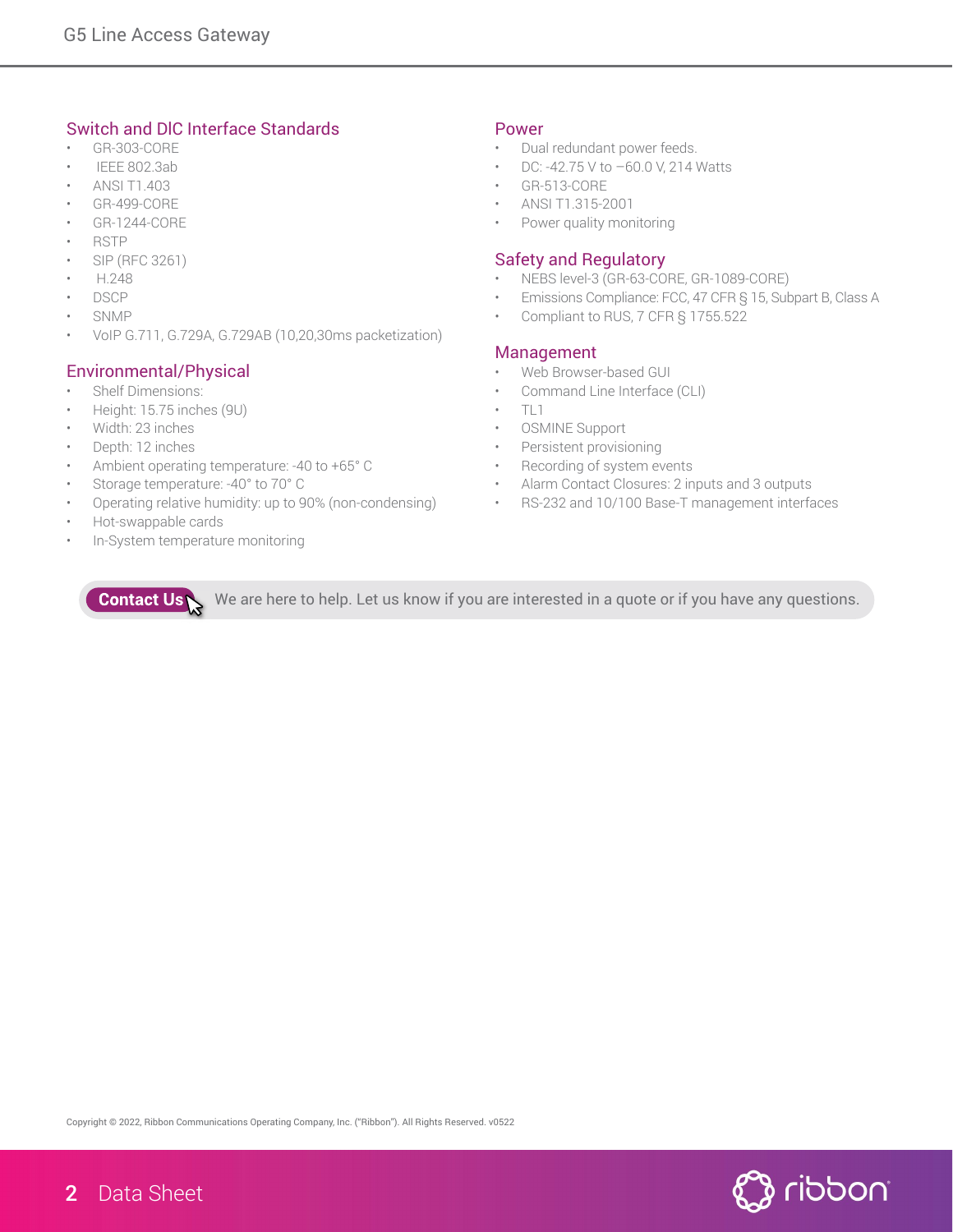## Switch and DIC Interface Standards

- GR-303-CORE
- IEEE 802.3ab
- ANSI T1.403
- GR-499-CORE
- GR-1244-CORE
- RSTP
- SIP (RFC 3261)
- H.248
- DSCP
- SNMP
- VoIP G.711, G.729A, G.729AB (10,20,30ms packetization)

## Environmental/Physical

- Shelf Dimensions:
- Height: 15.75 inches (9U)
- Width: 23 inches
- Depth: 12 inches
- Ambient operating temperature: -40 to +65° C
- Storage temperature: -40° to 70° C
- Operating relative humidity: up to 90% (non-condensing)
- Hot-swappable cards
- In-System temperature monitoring

## Power

- Dual redundant power feeds.
- DC: -42.75 V to –60.0 V, 214 Watts
- GR-513-CORE
- ANSI T1.315-2001
- Power quality monitoring

## Safety and Regulatory

- NEBS level-3 (GR-63-CORE, GR-1089-CORE)
- Emissions Compliance: FCC, 47 CFR § 15, Subpart B, Class A
- Compliant to RUS, 7 CFR § 1755.522

## Management

- Web Browser-based GUI
- Command Line Interface (CLI)
- TL1
- OSMINE Support
- Persistent provisioning
- Recording of system events
- Alarm Contact Closures: 2 inputs and 3 outputs
- RS-232 and 10/100 Base-T management interfaces

**Contact Us** We are here to help. Let us know if you are interested in a quote or if you have any questions.

Copyright © 2022, Ribbon Communications Operating Company, Inc. ("Ribbon"). All Rights Reserved. v0522